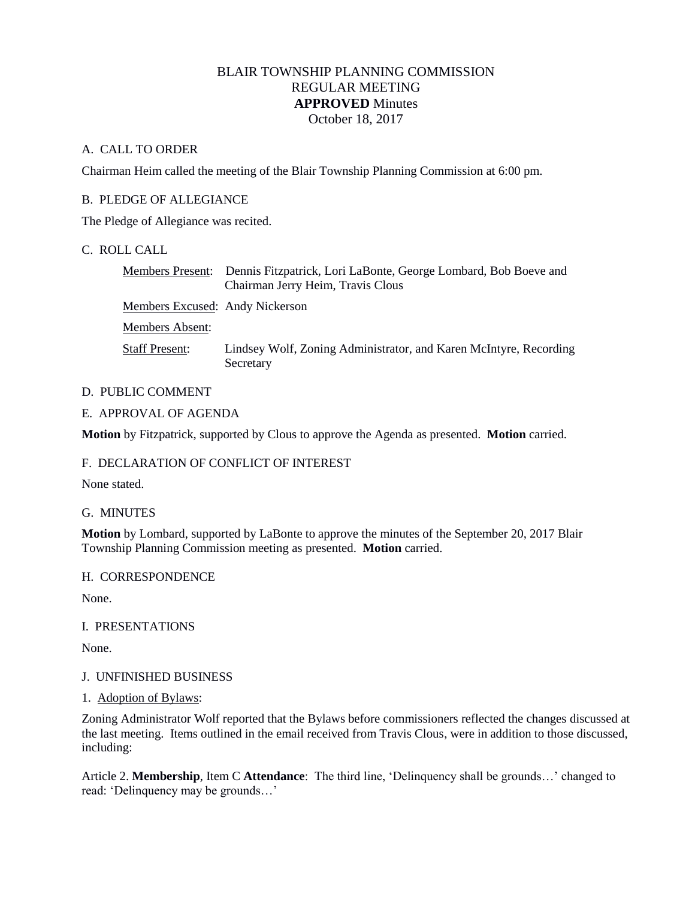# BLAIR TOWNSHIP PLANNING COMMISSION
## REGULAR MEETING
## **APPROVED** Minutes
## October 18, 2017

A. CALL TO ORDER

Chairman Heim called the meeting of the Blair Township Planning Commission at 6:00 pm.

B. PLEDGE OF ALLEGIANCE

The Pledge of Allegiance was recited.

C. ROLL CALL

Members Present: Dennis Fitzpatrick, Lori LaBonte, George Lombard, Bob Boeve and Chairman Jerry Heim, Travis Clous

Members Excused: Andy Nickerson

Members Absent:

Staff Present: Lindsey Wolf, Zoning Administrator, and Karen McIntyre, Recording Secretary

D. PUBLIC COMMENT

E. APPROVAL OF AGENDA

**Motion** by Fitzpatrick, supported by Clous to approve the Agenda as presented. **Motion** carried.

F. DECLARATION OF CONFLICT OF INTEREST

None stated.

G. MINUTES

**Motion** by Lombard, supported by LaBonte to approve the minutes of the September 20, 2017 Blair Township Planning Commission meeting as presented. **Motion** carried.

H. CORRESPONDENCE

None.

I. PRESENTATIONS

None.

J. UNFINISHED BUSINESS

1. Adoption of Bylaws:

Zoning Administrator Wolf reported that the Bylaws before commissioners reflected the changes discussed at the last meeting. Items outlined in the email received from Travis Clous, were in addition to those discussed, including:

Article 2. **Membership**, Item C **Attendance**: The third line, 'Delinquency shall be grounds…' changed to read: 'Delinquency may be grounds…'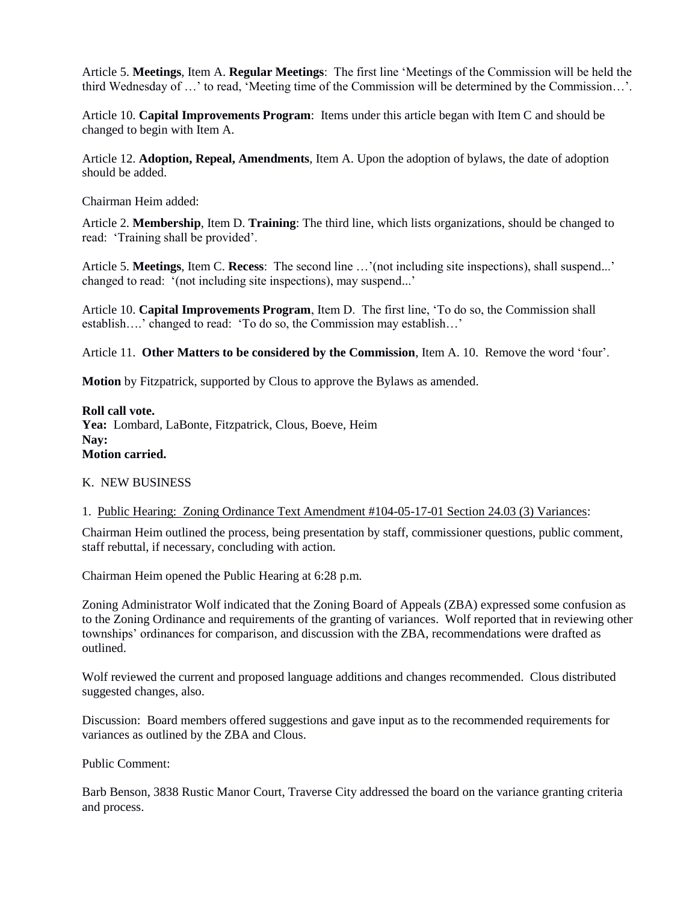Article 5. **Meetings**, Item A. **Regular Meetings**: The first line 'Meetings of the Commission will be held the third Wednesday of …' to read, 'Meeting time of the Commission will be determined by the Commission…'.

Article 10. **Capital Improvements Program**: Items under this article began with Item C and should be changed to begin with Item A.

Article 12. **Adoption, Repeal, Amendments**, Item A. Upon the adoption of bylaws, the date of adoption should be added.

Chairman Heim added:

Article 2. **Membership**, Item D. **Training**: The third line, which lists organizations, should be changed to read: 'Training shall be provided'.

Article 5. **Meetings**, Item C. **Recess**: The second line …'(not including site inspections), shall suspend...' changed to read: '(not including site inspections), may suspend...'

Article 10. **Capital Improvements Program**, Item D. The first line, 'To do so, the Commission shall establish….' changed to read: 'To do so, the Commission may establish…'

Article 11. **Other Matters to be considered by the Commission**, Item A. 10. Remove the word 'four'.

**Motion** by Fitzpatrick, supported by Clous to approve the Bylaws as amended.

**Roll call vote.**
**Yea:** Lombard, LaBonte, Fitzpatrick, Clous, Boeve, Heim
**Nay:**
**Motion carried.**

K. NEW BUSINESS

1. Public Hearing: Zoning Ordinance Text Amendment #104-05-17-01 Section 24.03 (3) Variances:

Chairman Heim outlined the process, being presentation by staff, commissioner questions, public comment, staff rebuttal, if necessary, concluding with action.

Chairman Heim opened the Public Hearing at 6:28 p.m.

Zoning Administrator Wolf indicated that the Zoning Board of Appeals (ZBA) expressed some confusion as to the Zoning Ordinance and requirements of the granting of variances. Wolf reported that in reviewing other townships' ordinances for comparison, and discussion with the ZBA, recommendations were drafted as outlined.

Wolf reviewed the current and proposed language additions and changes recommended. Clous distributed suggested changes, also.

Discussion: Board members offered suggestions and gave input as to the recommended requirements for variances as outlined by the ZBA and Clous.

Public Comment:

Barb Benson, 3838 Rustic Manor Court, Traverse City addressed the board on the variance granting criteria and process.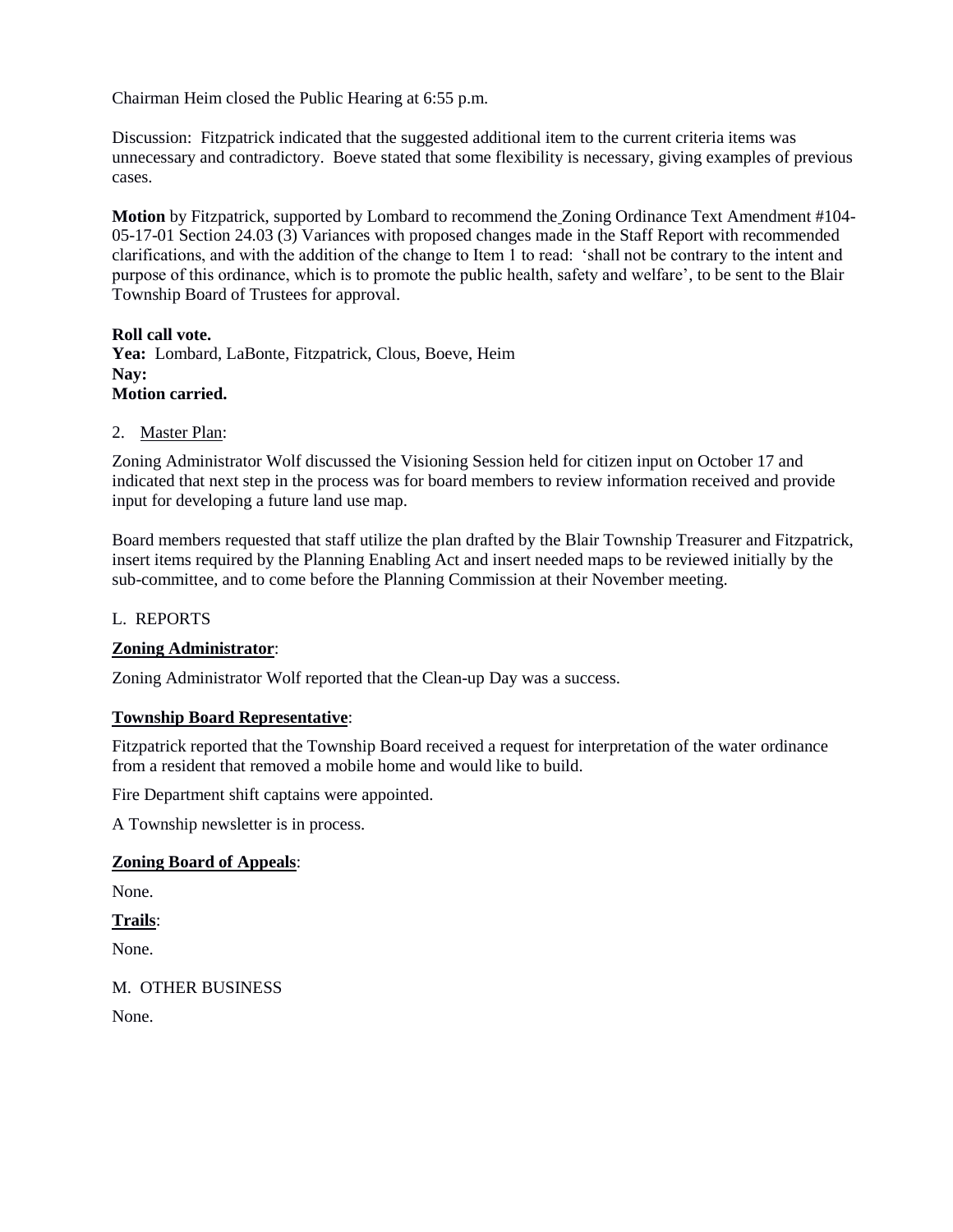Chairman Heim closed the Public Hearing at 6:55 p.m.

Discussion: Fitzpatrick indicated that the suggested additional item to the current criteria items was unnecessary and contradictory. Boeve stated that some flexibility is necessary, giving examples of previous cases.

**Motion** by Fitzpatrick, supported by Lombard to recommend the Zoning Ordinance Text Amendment #104-05-17-01 Section 24.03 (3) Variances with proposed changes made in the Staff Report with recommended clarifications, and with the addition of the change to Item 1 to read: 'shall not be contrary to the intent and purpose of this ordinance, which is to promote the public health, safety and welfare', to be sent to the Blair Township Board of Trustees for approval.

**Roll call vote.**
**Yea:** Lombard, LaBonte, Fitzpatrick, Clous, Boeve, Heim
**Nay:**
**Motion carried.**

2. Master Plan:

Zoning Administrator Wolf discussed the Visioning Session held for citizen input on October 17 and indicated that next step in the process was for board members to review information received and provide input for developing a future land use map.

Board members requested that staff utilize the plan drafted by the Blair Township Treasurer and Fitzpatrick, insert items required by the Planning Enabling Act and insert needed maps to be reviewed initially by the sub-committee, and to come before the Planning Commission at their November meeting.

L. REPORTS

**Zoning Administrator**:

Zoning Administrator Wolf reported that the Clean-up Day was a success.

**Township Board Representative**:

Fitzpatrick reported that the Township Board received a request for interpretation of the water ordinance from a resident that removed a mobile home and would like to build.

Fire Department shift captains were appointed.

A Township newsletter is in process.

**Zoning Board of Appeals**:

None.

**Trails**:

None.

M. OTHER BUSINESS

None.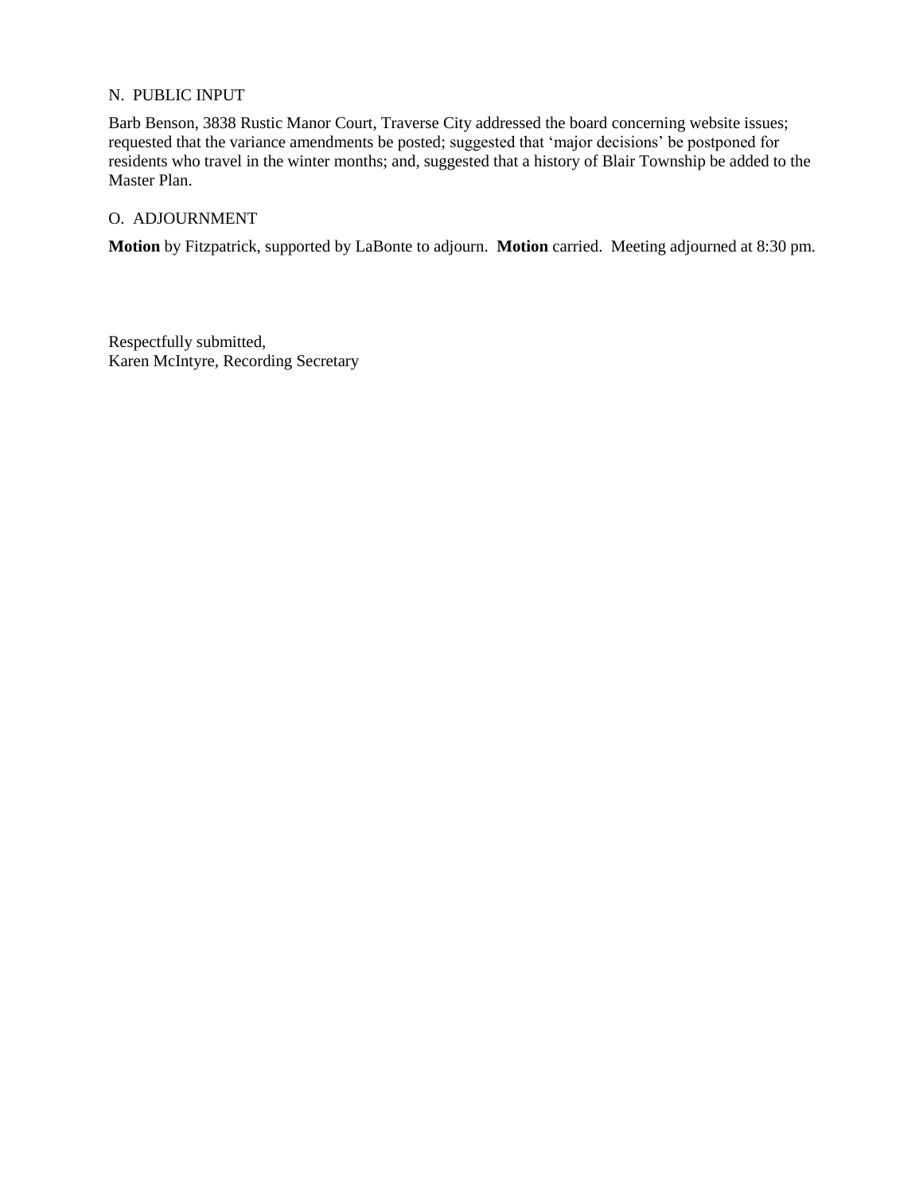N. PUBLIC INPUT

Barb Benson, 3838 Rustic Manor Court, Traverse City addressed the board concerning website issues; requested that the variance amendments be posted; suggested that 'major decisions' be postponed for residents who travel in the winter months; and, suggested that a history of Blair Township be added to the Master Plan.

O. ADJOURNMENT

**Motion** by Fitzpatrick, supported by LaBonte to adjourn. **Motion** carried. Meeting adjourned at 8:30 pm.

Respectfully submitted,
Karen McIntyre, Recording Secretary